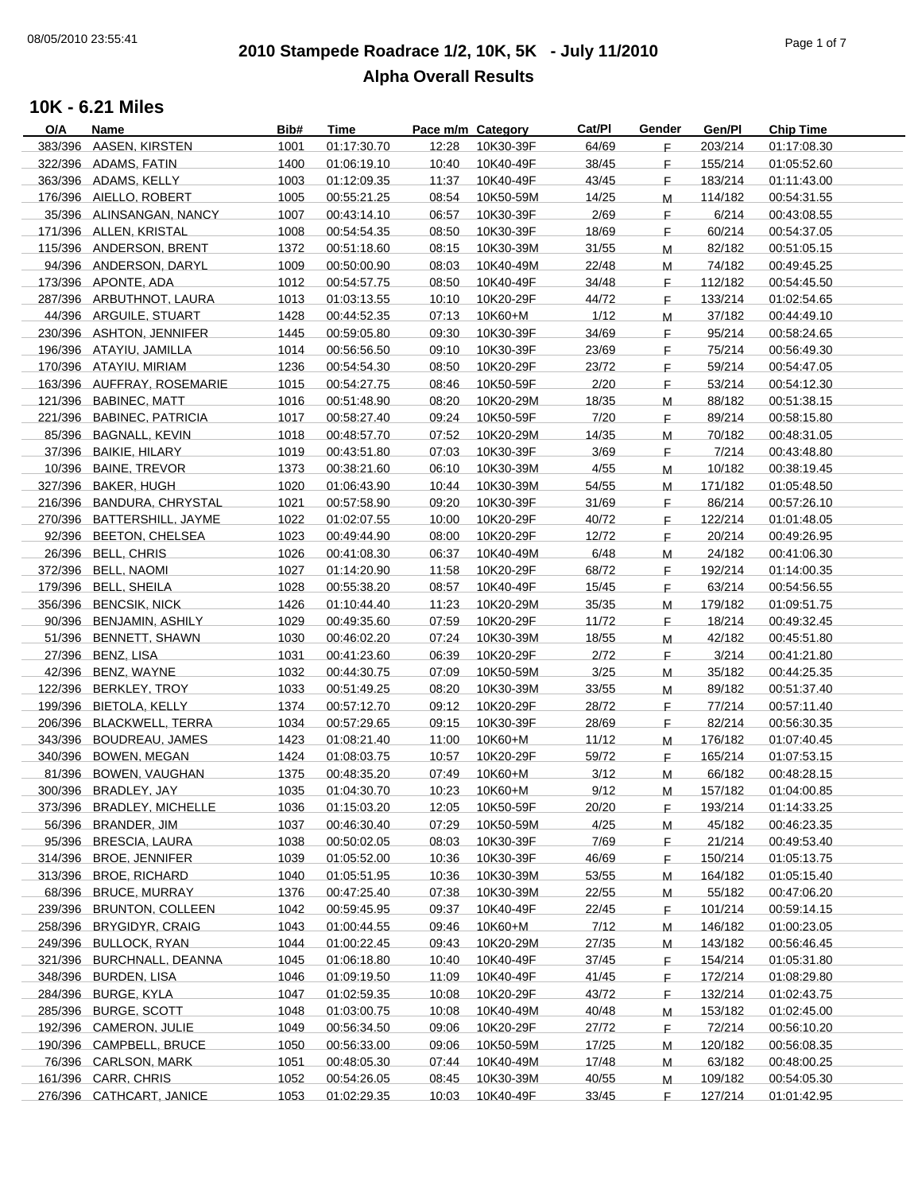# 2010 Stampede Roadrace 1/2, 10K, 5K - July 11/2010

## Alpha Overall Results

### 10K - 6.21 Miles

| O/A | Name | Bib# | Time | Pace m/m | Category | Cat/Pl | Gender | Gen/Pl | Chip Time |
|---|---|---|---|---|---|---|---|---|---|
| 383/396 | AASEN, KIRSTEN | 1001 | 01:17:30.70 | 12:28 | 10K30-39F | 64/69 | F | 203/214 | 01:17:08.30 |
| 322/396 | ADAMS, FATIN | 1400 | 01:06:19.10 | 10:40 | 10K40-49F | 38/45 | F | 155/214 | 01:05:52.60 |
| 363/396 | ADAMS, KELLY | 1003 | 01:12:09.35 | 11:37 | 10K40-49F | 43/45 | F | 183/214 | 01:11:43.00 |
| 176/396 | AIELLO, ROBERT | 1005 | 00:55:21.25 | 08:54 | 10K50-59M | 14/25 | M | 114/182 | 00:54:31.55 |
| 35/396 | ALINSANGAN, NANCY | 1007 | 00:43:14.10 | 06:57 | 10K30-39F | 2/69 | F | 6/214 | 00:43:08.55 |
| 171/396 | ALLEN, KRISTAL | 1008 | 00:54:54.35 | 08:50 | 10K30-39F | 18/69 | F | 60/214 | 00:54:37.05 |
| 115/396 | ANDERSON, BRENT | 1372 | 00:51:18.60 | 08:15 | 10K30-39M | 31/55 | M | 82/182 | 00:51:05.15 |
| 94/396 | ANDERSON, DARYL | 1009 | 00:50:00.90 | 08:03 | 10K40-49M | 22/48 | M | 74/182 | 00:49:45.25 |
| 173/396 | APONTE, ADA | 1012 | 00:54:57.75 | 08:50 | 10K40-49F | 34/48 | F | 112/182 | 00:54:45.50 |
| 287/396 | ARBUTHNOT, LAURA | 1013 | 01:03:13.55 | 10:10 | 10K20-29F | 44/72 | F | 133/214 | 01:02:54.65 |
| 44/396 | ARGUILE, STUART | 1428 | 00:44:52.35 | 07:13 | 10K60+M | 1/12 | M | 37/182 | 00:44:49.10 |
| 230/396 | ASHTON, JENNIFER | 1445 | 00:59:05.80 | 09:30 | 10K30-39F | 34/69 | F | 95/214 | 00:58:24.65 |
| 196/396 | ATAYIU, JAMILLA | 1014 | 00:56:56.50 | 09:10 | 10K30-39F | 23/69 | F | 75/214 | 00:56:49.30 |
| 170/396 | ATAYIU, MIRIAM | 1236 | 00:54:54.30 | 08:50 | 10K20-29F | 23/72 | F | 59/214 | 00:54:47.05 |
| 163/396 | AUFFRAY, ROSEMARIE | 1015 | 00:54:27.75 | 08:46 | 10K50-59F | 2/20 | F | 53/214 | 00:54:12.30 |
| 121/396 | BABINEC, MATT | 1016 | 00:51:48.90 | 08:20 | 10K20-29M | 18/35 | M | 88/182 | 00:51:38.15 |
| 221/396 | BABINEC, PATRICIA | 1017 | 00:58:27.40 | 09:24 | 10K50-59F | 7/20 | F | 89/214 | 00:58:15.80 |
| 85/396 | BAGNALL, KEVIN | 1018 | 00:48:57.70 | 07:52 | 10K20-29M | 14/35 | M | 70/182 | 00:48:31.05 |
| 37/396 | BAIKIE, HILARY | 1019 | 00:43:51.80 | 07:03 | 10K30-39F | 3/69 | F | 7/214 | 00:43:48.80 |
| 10/396 | BAINE, TREVOR | 1373 | 00:38:21.60 | 06:10 | 10K30-39M | 4/55 | M | 10/182 | 00:38:19.45 |
| 327/396 | BAKER, HUGH | 1020 | 01:06:43.90 | 10:44 | 10K30-39M | 54/55 | M | 171/182 | 01:05:48.50 |
| 216/396 | BANDURA, CHRYSTAL | 1021 | 00:57:58.90 | 09:20 | 10K30-39F | 31/69 | F | 86/214 | 00:57:26.10 |
| 270/396 | BATTERSHILL, JAYME | 1022 | 01:02:07.55 | 10:00 | 10K20-29F | 40/72 | F | 122/214 | 01:01:48.05 |
| 92/396 | BEETON, CHELSEA | 1023 | 00:49:44.90 | 08:00 | 10K20-29F | 12/72 | F | 20/214 | 00:49:26.95 |
| 26/396 | BELL, CHRIS | 1026 | 00:41:08.30 | 06:37 | 10K40-49M | 6/48 | M | 24/182 | 00:41:06.30 |
| 372/396 | BELL, NAOMI | 1027 | 01:14:20.90 | 11:58 | 10K20-29F | 68/72 | F | 192/214 | 01:14:00.35 |
| 179/396 | BELL, SHEILA | 1028 | 00:55:38.20 | 08:57 | 10K40-49F | 15/45 | F | 63/214 | 00:54:56.55 |
| 356/396 | BENCSIK, NICK | 1426 | 01:10:44.40 | 11:23 | 10K20-29M | 35/35 | M | 179/182 | 01:09:51.75 |
| 90/396 | BENJAMIN, ASHILY | 1029 | 00:49:35.60 | 07:59 | 10K20-29F | 11/72 | F | 18/214 | 00:49:32.45 |
| 51/396 | BENNETT, SHAWN | 1030 | 00:46:02.20 | 07:24 | 10K30-39M | 18/55 | M | 42/182 | 00:45:51.80 |
| 27/396 | BENZ, LISA | 1031 | 00:41:23.60 | 06:39 | 10K20-29F | 2/72 | F | 3/214 | 00:41:21.80 |
| 42/396 | BENZ, WAYNE | 1032 | 00:44:30.75 | 07:09 | 10K50-59M | 3/25 | M | 35/182 | 00:44:25.35 |
| 122/396 | BERKLEY, TROY | 1033 | 00:51:49.25 | 08:20 | 10K30-39M | 33/55 | M | 89/182 | 00:51:37.40 |
| 199/396 | BIETOLA, KELLY | 1374 | 00:57:12.70 | 09:12 | 10K20-29F | 28/72 | F | 77/214 | 00:57:11.40 |
| 206/396 | BLACKWELL, TERRA | 1034 | 00:57:29.65 | 09:15 | 10K30-39F | 28/69 | F | 82/214 | 00:56:30.35 |
| 343/396 | BOUDREAU, JAMES | 1423 | 01:08:21.40 | 11:00 | 10K60+M | 11/12 | M | 176/182 | 01:07:40.45 |
| 340/396 | BOWEN, MEGAN | 1424 | 01:08:03.75 | 10:57 | 10K20-29F | 59/72 | F | 165/214 | 01:07:53.15 |
| 81/396 | BOWEN, VAUGHAN | 1375 | 00:48:35.20 | 07:49 | 10K60+M | 3/12 | M | 66/182 | 00:48:28.15 |
| 300/396 | BRADLEY, JAY | 1035 | 01:04:30.70 | 10:23 | 10K60+M | 9/12 | M | 157/182 | 01:04:00.85 |
| 373/396 | BRADLEY, MICHELLE | 1036 | 01:15:03.20 | 12:05 | 10K50-59F | 20/20 | F | 193/214 | 01:14:33.25 |
| 56/396 | BRANDER, JIM | 1037 | 00:46:30.40 | 07:29 | 10K50-59M | 4/25 | M | 45/182 | 00:46:23.35 |
| 95/396 | BRESCIA, LAURA | 1038 | 00:50:02.05 | 08:03 | 10K30-39F | 7/69 | F | 21/214 | 00:49:53.40 |
| 314/396 | BROE, JENNIFER | 1039 | 01:05:52.00 | 10:36 | 10K30-39F | 46/69 | F | 150/214 | 01:05:13.75 |
| 313/396 | BROE, RICHARD | 1040 | 01:05:51.95 | 10:36 | 10K30-39M | 53/55 | M | 164/182 | 01:05:15.40 |
| 68/396 | BRUCE, MURRAY | 1376 | 00:47:25.40 | 07:38 | 10K30-39M | 22/55 | M | 55/182 | 00:47:06.20 |
| 239/396 | BRUNTON, COLLEEN | 1042 | 00:59:45.95 | 09:37 | 10K40-49F | 22/45 | F | 101/214 | 00:59:14.15 |
| 258/396 | BRYGIDYR, CRAIG | 1043 | 01:00:44.55 | 09:46 | 10K60+M | 7/12 | M | 146/182 | 01:00:23.05 |
| 249/396 | BULLOCK, RYAN | 1044 | 01:00:22.45 | 09:43 | 10K20-29M | 27/35 | M | 143/182 | 00:56:46.45 |
| 321/396 | BURCHNALL, DEANNA | 1045 | 01:06:18.80 | 10:40 | 10K40-49F | 37/45 | F | 154/214 | 01:05:31.80 |
| 348/396 | BURDEN, LISA | 1046 | 01:09:19.50 | 11:09 | 10K40-49F | 41/45 | F | 172/214 | 01:08:29.80 |
| 284/396 | BURGE, KYLA | 1047 | 01:02:59.35 | 10:08 | 10K20-29F | 43/72 | F | 132/214 | 01:02:43.75 |
| 285/396 | BURGE, SCOTT | 1048 | 01:03:00.75 | 10:08 | 10K40-49M | 40/48 | M | 153/182 | 01:02:45.00 |
| 192/396 | CAMERON, JULIE | 1049 | 00:56:34.50 | 09:06 | 10K20-29F | 27/72 | F | 72/214 | 00:56:10.20 |
| 190/396 | CAMPBELL, BRUCE | 1050 | 00:56:33.00 | 09:06 | 10K50-59M | 17/25 | M | 120/182 | 00:56:08.35 |
| 76/396 | CARLSON, MARK | 1051 | 00:48:05.30 | 07:44 | 10K40-49M | 17/48 | M | 63/182 | 00:48:00.25 |
| 161/396 | CARR, CHRIS | 1052 | 00:54:26.05 | 08:45 | 10K30-39M | 40/55 | M | 109/182 | 00:54:05.30 |
| 276/396 | CATHCART, JANICE | 1053 | 01:02:29.35 | 10:03 | 10K40-49F | 33/45 | F | 127/214 | 01:01:42.95 |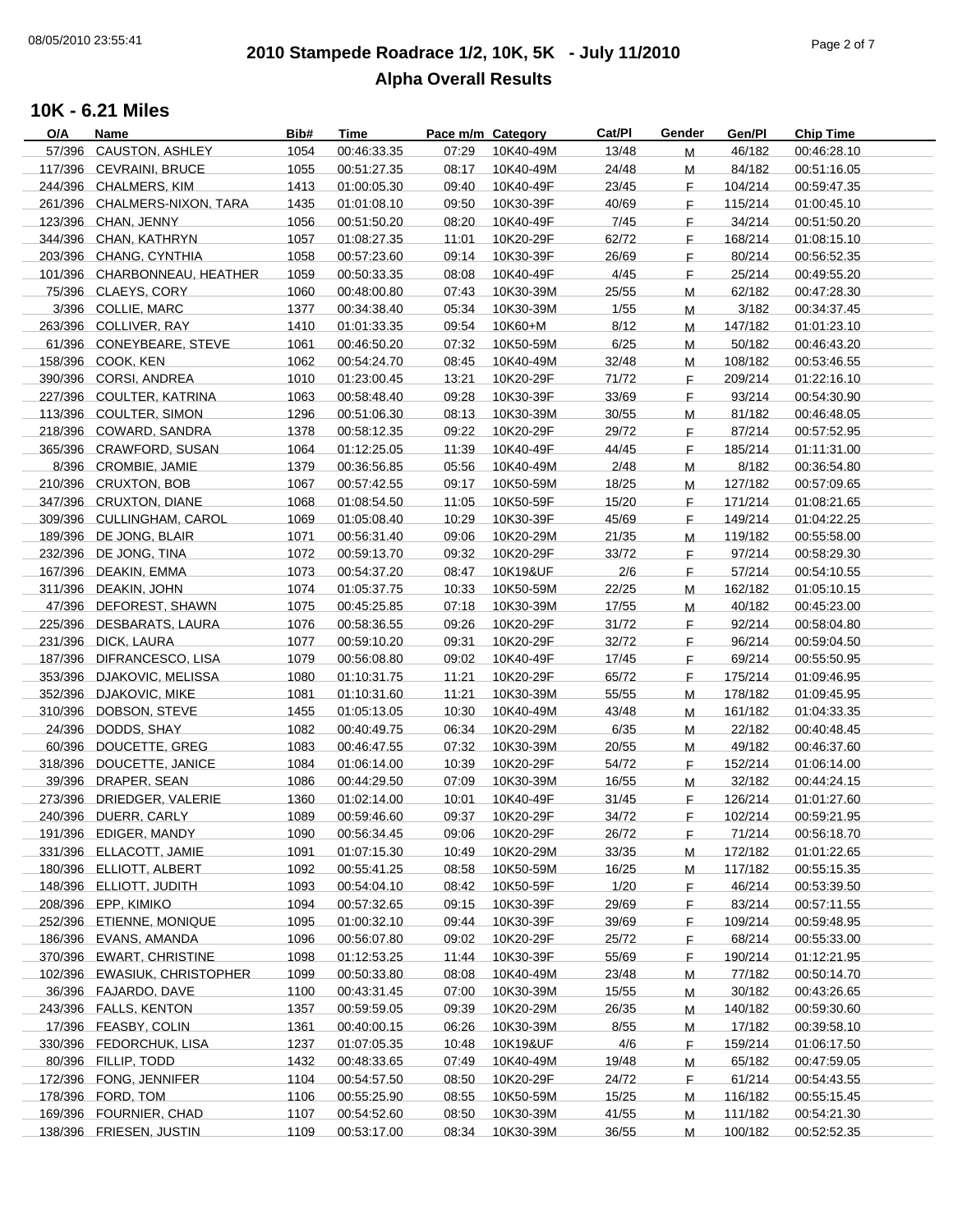# 2010 Stampede Roadrace 1/2, 10K, 5K - July 11/2010

## Alpha Overall Results

### 10K - 6.21 Miles

| O/A | Name | Bib# | Time | Pace m/m | Category | Cat/Pl | Gender | Gen/Pl | Chip Time |
|---|---|---|---|---|---|---|---|---|---|
| 57/396 | CAUSTON, ASHLEY | 1054 | 00:46:33.35 | 07:29 | 10K40-49M | 13/48 | M | 46/182 | 00:46:28.10 |
| 117/396 | CEVRAINI, BRUCE | 1055 | 00:51:27.35 | 08:17 | 10K40-49M | 24/48 | M | 84/182 | 00:51:16.05 |
| 244/396 | CHALMERS, KIM | 1413 | 01:00:05.30 | 09:40 | 10K40-49F | 23/45 | F | 104/214 | 00:59:47.35 |
| 261/396 | CHALMERS-NIXON, TARA | 1435 | 01:01:08.10 | 09:50 | 10K30-39F | 40/69 | F | 115/214 | 01:00:45.10 |
| 123/396 | CHAN, JENNY | 1056 | 00:51:50.20 | 08:20 | 10K40-49F | 7/45 | F | 34/214 | 00:51:50.20 |
| 344/396 | CHAN, KATHRYN | 1057 | 01:08:27.35 | 11:01 | 10K20-29F | 62/72 | F | 168/214 | 01:08:15.10 |
| 203/396 | CHANG, CYNTHIA | 1058 | 00:57:23.60 | 09:14 | 10K30-39F | 26/69 | F | 80/214 | 00:56:52.35 |
| 101/396 | CHARBONNEAU, HEATHER | 1059 | 00:50:33.35 | 08:08 | 10K40-49F | 4/45 | F | 25/214 | 00:49:55.20 |
| 75/396 | CLAEYS, CORY | 1060 | 00:48:00.80 | 07:43 | 10K30-39M | 25/55 | M | 62/182 | 00:47:28.30 |
| 3/396 | COLLIE, MARC | 1377 | 00:34:38.40 | 05:34 | 10K30-39M | 1/55 | M | 3/182 | 00:34:37.45 |
| 263/396 | COLLIVER, RAY | 1410 | 01:01:33.35 | 09:54 | 10K60+M | 8/12 | M | 147/182 | 01:01:23.10 |
| 61/396 | CONEYBEARE, STEVE | 1061 | 00:46:50.20 | 07:32 | 10K50-59M | 6/25 | M | 50/182 | 00:46:43.20 |
| 158/396 | COOK, KEN | 1062 | 00:54:24.70 | 08:45 | 10K40-49M | 32/48 | M | 108/182 | 00:53:46.55 |
| 390/396 | CORSI, ANDREA | 1010 | 01:23:00.45 | 13:21 | 10K20-29F | 71/72 | F | 209/214 | 01:22:16.10 |
| 227/396 | COULTER, KATRINA | 1063 | 00:58:48.40 | 09:28 | 10K30-39F | 33/69 | F | 93/214 | 00:54:30.90 |
| 113/396 | COULTER, SIMON | 1296 | 00:51:06.30 | 08:13 | 10K30-39M | 30/55 | M | 81/182 | 00:46:48.05 |
| 218/396 | COWARD, SANDRA | 1378 | 00:58:12.35 | 09:22 | 10K20-29F | 29/72 | F | 87/214 | 00:57:52.95 |
| 365/396 | CRAWFORD, SUSAN | 1064 | 01:12:25.05 | 11:39 | 10K40-49F | 44/45 | F | 185/214 | 01:11:31.00 |
| 8/396 | CROMBIE, JAMIE | 1379 | 00:36:56.85 | 05:56 | 10K40-49M | 2/48 | M | 8/182 | 00:36:54.80 |
| 210/396 | CRUXTON, BOB | 1067 | 00:57:42.55 | 09:17 | 10K50-59M | 18/25 | M | 127/182 | 00:57:09.65 |
| 347/396 | CRUXTON, DIANE | 1068 | 01:08:54.50 | 11:05 | 10K50-59F | 15/20 | F | 171/214 | 01:08:21.65 |
| 309/396 | CULLINGHAM, CAROL | 1069 | 01:05:08.40 | 10:29 | 10K30-39F | 45/69 | F | 149/214 | 01:04:22.25 |
| 189/396 | DE JONG, BLAIR | 1071 | 00:56:31.40 | 09:06 | 10K20-29M | 21/35 | M | 119/182 | 00:55:58.00 |
| 232/396 | DE JONG, TINA | 1072 | 00:59:13.70 | 09:32 | 10K20-29F | 33/72 | F | 97/214 | 00:58:29.30 |
| 167/396 | DEAKIN, EMMA | 1073 | 00:54:37.20 | 08:47 | 10K19&UF | 2/6 | F | 57/214 | 00:54:10.55 |
| 311/396 | DEAKIN, JOHN | 1074 | 01:05:37.75 | 10:33 | 10K50-59M | 22/25 | M | 162/182 | 01:05:10.15 |
| 47/396 | DEFOREST, SHAWN | 1075 | 00:45:25.85 | 07:18 | 10K30-39M | 17/55 | M | 40/182 | 00:45:23.00 |
| 225/396 | DESBARATS, LAURA | 1076 | 00:58:36.55 | 09:26 | 10K20-29F | 31/72 | F | 92/214 | 00:58:04.80 |
| 231/396 | DICK, LAURA | 1077 | 00:59:10.20 | 09:31 | 10K20-29F | 32/72 | F | 96/214 | 00:59:04.50 |
| 187/396 | DIFRANCESCO, LISA | 1079 | 00:56:08.80 | 09:02 | 10K40-49F | 17/45 | F | 69/214 | 00:55:50.95 |
| 353/396 | DJAKOVIC, MELISSA | 1080 | 01:10:31.75 | 11:21 | 10K20-29F | 65/72 | F | 175/214 | 01:09:46.95 |
| 352/396 | DJAKOVIC, MIKE | 1081 | 01:10:31.60 | 11:21 | 10K30-39M | 55/55 | M | 178/182 | 01:09:45.95 |
| 310/396 | DOBSON, STEVE | 1455 | 01:05:13.05 | 10:30 | 10K40-49M | 43/48 | M | 161/182 | 01:04:33.35 |
| 24/396 | DODDS, SHAY | 1082 | 00:40:49.75 | 06:34 | 10K20-29M | 6/35 | M | 22/182 | 00:40:48.45 |
| 60/396 | DOUCETTE, GREG | 1083 | 00:46:47.55 | 07:32 | 10K30-39M | 20/55 | M | 49/182 | 00:46:37.60 |
| 318/396 | DOUCETTE, JANICE | 1084 | 01:06:14.00 | 10:39 | 10K20-29F | 54/72 | F | 152/214 | 01:06:14.00 |
| 39/396 | DRAPER, SEAN | 1086 | 00:44:29.50 | 07:09 | 10K30-39M | 16/55 | M | 32/182 | 00:44:24.15 |
| 273/396 | DRIEDGER, VALERIE | 1360 | 01:02:14.00 | 10:01 | 10K40-49F | 31/45 | F | 126/214 | 01:01:27.60 |
| 240/396 | DUERR, CARLY | 1089 | 00:59:46.60 | 09:37 | 10K20-29F | 34/72 | F | 102/214 | 00:59:21.95 |
| 191/396 | EDIGER, MANDY | 1090 | 00:56:34.45 | 09:06 | 10K20-29F | 26/72 | F | 71/214 | 00:56:18.70 |
| 331/396 | ELLACOTT, JAMIE | 1091 | 01:07:15.30 | 10:49 | 10K20-29M | 33/35 | M | 172/182 | 01:01:22.65 |
| 180/396 | ELLIOTT, ALBERT | 1092 | 00:55:41.25 | 08:58 | 10K50-59M | 16/25 | M | 117/182 | 00:55:15.35 |
| 148/396 | ELLIOTT, JUDITH | 1093 | 00:54:04.10 | 08:42 | 10K50-59F | 1/20 | F | 46/214 | 00:53:39.50 |
| 208/396 | EPP, KIMIKO | 1094 | 00:57:32.65 | 09:15 | 10K30-39F | 29/69 | F | 83/214 | 00:57:11.55 |
| 252/396 | ETIENNE, MONIQUE | 1095 | 01:00:32.10 | 09:44 | 10K30-39F | 39/69 | F | 109/214 | 00:59:48.95 |
| 186/396 | EVANS, AMANDA | 1096 | 00:56:07.80 | 09:02 | 10K20-29F | 25/72 | F | 68/214 | 00:55:33.00 |
| 370/396 | EWART, CHRISTINE | 1098 | 01:12:53.25 | 11:44 | 10K30-39F | 55/69 | F | 190/214 | 01:12:21.95 |
| 102/396 | EWASIUK, CHRISTOPHER | 1099 | 00:50:33.80 | 08:08 | 10K40-49M | 23/48 | M | 77/182 | 00:50:14.70 |
| 36/396 | FAJARDO, DAVE | 1100 | 00:43:31.45 | 07:00 | 10K30-39M | 15/55 | M | 30/182 | 00:43:26.65 |
| 243/396 | FALLS, KENTON | 1357 | 00:59:59.05 | 09:39 | 10K20-29M | 26/35 | M | 140/182 | 00:59:30.60 |
| 17/396 | FEASBY, COLIN | 1361 | 00:40:00.15 | 06:26 | 10K30-39M | 8/55 | M | 17/182 | 00:39:58.10 |
| 330/396 | FEDORCHUK, LISA | 1237 | 01:07:05.35 | 10:48 | 10K19&UF | 4/6 | F | 159/214 | 01:06:17.50 |
| 80/396 | FILLIP, TODD | 1432 | 00:48:33.65 | 07:49 | 10K40-49M | 19/48 | M | 65/182 | 00:47:59.05 |
| 172/396 | FONG, JENNIFER | 1104 | 00:54:57.50 | 08:50 | 10K20-29F | 24/72 | F | 61/214 | 00:54:43.55 |
| 178/396 | FORD, TOM | 1106 | 00:55:25.90 | 08:55 | 10K50-59M | 15/25 | M | 116/182 | 00:55:15.45 |
| 169/396 | FOURNIER, CHAD | 1107 | 00:54:52.60 | 08:50 | 10K30-39M | 41/55 | M | 111/182 | 00:54:21.30 |
| 138/396 | FRIESEN, JUSTIN | 1109 | 00:53:17.00 | 08:34 | 10K30-39M | 36/55 | M | 100/182 | 00:52:52.35 |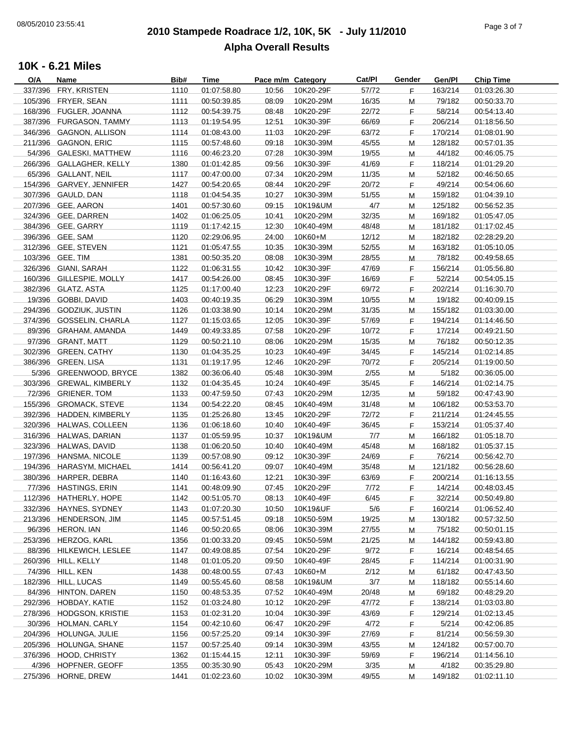# 2010 Stampede Roadrace 1/2, 10K, 5K - July 11/2010

## Alpha Overall Results

### 10K - 6.21 Miles

| O/A | Name | Bib# | Time | Pace m/m | Category | Cat/Pl | Gender | Gen/Pl | Chip Time |
|---|---|---|---|---|---|---|---|---|---|
| 337/396 | FRY, KRISTEN | 1110 | 01:07:58.80 | 10:56 | 10K20-29F | 57/72 | F | 163/214 | 01:03:26.30 |
| 105/396 | FRYER, SEAN | 1111 | 00:50:39.85 | 08:09 | 10K20-29M | 16/35 | M | 79/182 | 00:50:33.70 |
| 168/396 | FUGLER, JOANNA | 1112 | 00:54:39.75 | 08:48 | 10K20-29F | 22/72 | F | 58/214 | 00:54:13.40 |
| 387/396 | FURGASON, TAMMY | 1113 | 01:19:54.95 | 12:51 | 10K30-39F | 66/69 | F | 206/214 | 01:18:56.50 |
| 346/396 | GAGNON, ALLISON | 1114 | 01:08:43.00 | 11:03 | 10K20-29F | 63/72 | F | 170/214 | 01:08:01.90 |
| 211/396 | GAGNON, ERIC | 1115 | 00:57:48.60 | 09:18 | 10K30-39M | 45/55 | M | 128/182 | 00:57:01.35 |
| 54/396 | GALESKI, MATTHEW | 1116 | 00:46:23.20 | 07:28 | 10K30-39M | 19/55 | M | 44/182 | 00:46:05.75 |
| 266/396 | GALLAGHER, KELLY | 1380 | 01:01:42.85 | 09:56 | 10K30-39F | 41/69 | F | 118/214 | 01:01:29.20 |
| 65/396 | GALLANT, NEIL | 1117 | 00:47:00.00 | 07:34 | 10K20-29M | 11/35 | M | 52/182 | 00:46:50.65 |
| 154/396 | GARVEY, JENNIFER | 1427 | 00:54:20.65 | 08:44 | 10K20-29F | 20/72 | F | 49/214 | 00:54:06.60 |
| 307/396 | GAULD, DAN | 1118 | 01:04:54.35 | 10:27 | 10K30-39M | 51/55 | M | 159/182 | 01:04:39.10 |
| 207/396 | GEE, AARON | 1401 | 00:57:30.60 | 09:15 | 10K19&UM | 4/7 | M | 125/182 | 00:56:52.35 |
| 324/396 | GEE, DARREN | 1402 | 01:06:25.05 | 10:41 | 10K20-29M | 32/35 | M | 169/182 | 01:05:47.05 |
| 384/396 | GEE, GARRY | 1119 | 01:17:42.15 | 12:30 | 10K40-49M | 48/48 | M | 181/182 | 01:17:02.45 |
| 396/396 | GEE, SAM | 1120 | 02:29:06.95 | 24:00 | 10K60+M | 12/12 | M | 182/182 | 02:28:29.20 |
| 312/396 | GEE, STEVEN | 1121 | 01:05:47.55 | 10:35 | 10K30-39M | 52/55 | M | 163/182 | 01:05:10.05 |
| 103/396 | GEE, TIM | 1381 | 00:50:35.20 | 08:08 | 10K30-39M | 28/55 | M | 78/182 | 00:49:58.65 |
| 326/396 | GIANI, SARAH | 1122 | 01:06:31.55 | 10:42 | 10K30-39F | 47/69 | F | 156/214 | 01:05:56.80 |
| 160/396 | GILLESPIE, MOLLY | 1417 | 00:54:26.00 | 08:45 | 10K30-39F | 16/69 | F | 52/214 | 00:54:05.15 |
| 382/396 | GLATZ, ASTA | 1125 | 01:17:00.40 | 12:23 | 10K20-29F | 69/72 | F | 202/214 | 01:16:30.70 |
| 19/396 | GOBBI, DAVID | 1403 | 00:40:19.35 | 06:29 | 10K30-39M | 10/55 | M | 19/182 | 00:40:09.15 |
| 294/396 | GODZIUK, JUSTIN | 1126 | 01:03:38.90 | 10:14 | 10K20-29M | 31/35 | M | 155/182 | 01:03:30.00 |
| 374/396 | GOSSELIN, CHARLA | 1127 | 01:15:03.65 | 12:05 | 10K30-39F | 57/69 | F | 194/214 | 01:14:46.50 |
| 89/396 | GRAHAM, AMANDA | 1449 | 00:49:33.85 | 07:58 | 10K20-29F | 10/72 | F | 17/214 | 00:49:21.50 |
| 97/396 | GRANT, MATT | 1129 | 00:50:21.10 | 08:06 | 10K20-29M | 15/35 | M | 76/182 | 00:50:12.35 |
| 302/396 | GREEN, CATHY | 1130 | 01:04:35.25 | 10:23 | 10K40-49F | 34/45 | F | 145/214 | 01:02:14.85 |
| 386/396 | GREEN, LISA | 1131 | 01:19:17.95 | 12:46 | 10K20-29F | 70/72 | F | 205/214 | 01:19:00.50 |
| 5/396 | GREENWOOD, BRYCE | 1382 | 00:36:06.40 | 05:48 | 10K30-39M | 2/55 | M | 5/182 | 00:36:05.00 |
| 303/396 | GREWAL, KIMBERLY | 1132 | 01:04:35.45 | 10:24 | 10K40-49F | 35/45 | F | 146/214 | 01:02:14.75 |
| 72/396 | GRIENER, TOM | 1133 | 00:47:59.50 | 07:43 | 10K20-29M | 12/35 | M | 59/182 | 00:47:43.90 |
| 155/396 | GROMACK, STEVE | 1134 | 00:54:22.20 | 08:45 | 10K40-49M | 31/48 | M | 106/182 | 00:53:53.70 |
| 392/396 | HADDEN, KIMBERLY | 1135 | 01:25:26.80 | 13:45 | 10K20-29F | 72/72 | F | 211/214 | 01:24:45.55 |
| 320/396 | HALWAS, COLLEEN | 1136 | 01:06:18.60 | 10:40 | 10K40-49F | 36/45 | F | 153/214 | 01:05:37.40 |
| 316/396 | HALWAS, DARIAN | 1137 | 01:05:59.95 | 10:37 | 10K19&UM | 7/7 | M | 166/182 | 01:05:18.70 |
| 323/396 | HALWAS, DAVID | 1138 | 01:06:20.50 | 10:40 | 10K40-49M | 45/48 | M | 168/182 | 01:05:37.15 |
| 197/396 | HANSMA, NICOLE | 1139 | 00:57:08.90 | 09:12 | 10K30-39F | 24/69 | F | 76/214 | 00:56:42.70 |
| 194/396 | HARASYM, MICHAEL | 1414 | 00:56:41.20 | 09:07 | 10K40-49M | 35/48 | M | 121/182 | 00:56:28.60 |
| 380/396 | HARPER, DEBRA | 1140 | 01:16:43.60 | 12:21 | 10K30-39F | 63/69 | F | 200/214 | 01:16:13.55 |
| 77/396 | HASTINGS, ERIN | 1141 | 00:48:09.90 | 07:45 | 10K20-29F | 7/72 | F | 14/214 | 00:48:03.45 |
| 112/396 | HATHERLY, HOPE | 1142 | 00:51:05.70 | 08:13 | 10K40-49F | 6/45 | F | 32/214 | 00:50:49.80 |
| 332/396 | HAYNES, SYDNEY | 1143 | 01:07:20.30 | 10:50 | 10K19&UF | 5/6 | F | 160/214 | 01:06:52.40 |
| 213/396 | HENDERSON, JIM | 1145 | 00:57:51.45 | 09:18 | 10K50-59M | 19/25 | M | 130/182 | 00:57:32.50 |
| 96/396 | HERON, IAN | 1146 | 00:50:20.65 | 08:06 | 10K30-39M | 27/55 | M | 75/182 | 00:50:01.15 |
| 253/396 | HERZOG, KARL | 1356 | 01:00:33.20 | 09:45 | 10K50-59M | 21/25 | M | 144/182 | 00:59:43.80 |
| 88/396 | HILKEWICH, LESLEE | 1147 | 00:49:08.85 | 07:54 | 10K20-29F | 9/72 | F | 16/214 | 00:48:54.65 |
| 260/396 | HILL, KELLY | 1148 | 01:01:05.20 | 09:50 | 10K40-49F | 28/45 | F | 114/214 | 01:00:31.90 |
| 74/396 | HILL, KEN | 1438 | 00:48:00.55 | 07:43 | 10K60+M | 2/12 | M | 61/182 | 00:47:43.50 |
| 182/396 | HILL, LUCAS | 1149 | 00:55:45.60 | 08:58 | 10K19&UM | 3/7 | M | 118/182 | 00:55:14.60 |
| 84/396 | HINTON, DAREN | 1150 | 00:48:53.35 | 07:52 | 10K40-49M | 20/48 | M | 69/182 | 00:48:29.20 |
| 292/396 | HOBDAY, KATIE | 1152 | 01:03:24.80 | 10:12 | 10K20-29F | 47/72 | F | 138/214 | 01:03:03.80 |
| 278/396 | HODGSON, KRISTIE | 1153 | 01:02:31.20 | 10:04 | 10K30-39F | 43/69 | F | 129/214 | 01:02:13.45 |
| 30/396 | HOLMAN, CARLY | 1154 | 00:42:10.60 | 06:47 | 10K20-29F | 4/72 | F | 5/214 | 00:42:06.85 |
| 204/396 | HOLUNGA, JULIE | 1156 | 00:57:25.20 | 09:14 | 10K30-39F | 27/69 | F | 81/214 | 00:56:59.30 |
| 205/396 | HOLUNGA, SHANE | 1157 | 00:57:25.40 | 09:14 | 10K30-39M | 43/55 | M | 124/182 | 00:57:00.70 |
| 376/396 | HOOD, CHRISTY | 1362 | 01:15:44.15 | 12:11 | 10K30-39F | 59/69 | F | 196/214 | 01:14:56.10 |
| 4/396 | HOPFNER, GEOFF | 1355 | 00:35:30.90 | 05:43 | 10K20-29M | 3/35 | M | 4/182 | 00:35:29.80 |
| 275/396 | HORNE, DREW | 1441 | 01:02:23.60 | 10:02 | 10K30-39M | 49/55 | M | 149/182 | 01:02:11.10 |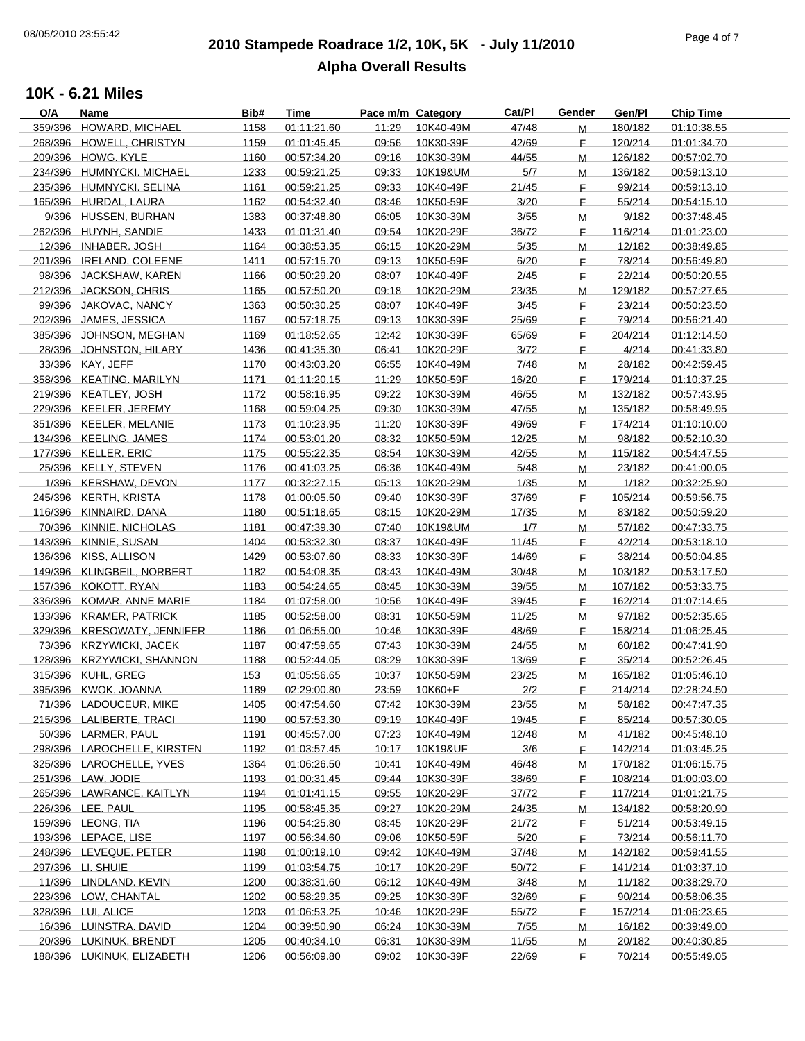# 2010 Stampede Roadrace 1/2, 10K, 5K - July 11/2010

## Alpha Overall Results

### 10K - 6.21 Miles

| O/A | Name | Bib# | Time | Pace m/m | Category | Cat/Pl | Gender | Gen/Pl | Chip Time |
|---|---|---|---|---|---|---|---|---|---|
| 359/396 | HOWARD, MICHAEL | 1158 | 01:11:21.60 | 11:29 | 10K40-49M | 47/48 | M | 180/182 | 01:10:38.55 |
| 268/396 | HOWELL, CHRISTYN | 1159 | 01:01:45.45 | 09:56 | 10K30-39F | 42/69 | F | 120/214 | 01:01:34.70 |
| 209/396 | HOWG, KYLE | 1160 | 00:57:34.20 | 09:16 | 10K30-39M | 44/55 | M | 126/182 | 00:57:02.70 |
| 234/396 | HUMNYCKI, MICHAEL | 1233 | 00:59:21.25 | 09:33 | 10K19&UM | 5/7 | M | 136/182 | 00:59:13.10 |
| 235/396 | HUMNYCKI, SELINA | 1161 | 00:59:21.25 | 09:33 | 10K40-49F | 21/45 | F | 99/214 | 00:59:13.10 |
| 165/396 | HURDAL, LAURA | 1162 | 00:54:32.40 | 08:46 | 10K50-59F | 3/20 | F | 55/214 | 00:54:15.10 |
| 9/396 | HUSSEN, BURHAN | 1383 | 00:37:48.80 | 06:05 | 10K30-39M | 3/55 | M | 9/182 | 00:37:48.45 |
| 262/396 | HUYNH, SANDIE | 1433 | 01:01:31.40 | 09:54 | 10K20-29F | 36/72 | F | 116/214 | 01:01:23.00 |
| 12/396 | INHABER, JOSH | 1164 | 00:38:53.35 | 06:15 | 10K20-29M | 5/35 | M | 12/182 | 00:38:49.85 |
| 201/396 | IRELAND, COLEENE | 1411 | 00:57:15.70 | 09:13 | 10K50-59F | 6/20 | F | 78/214 | 00:56:49.80 |
| 98/396 | JACKSHAW, KAREN | 1166 | 00:50:29.20 | 08:07 | 10K40-49F | 2/45 | F | 22/214 | 00:50:20.55 |
| 212/396 | JACKSON, CHRIS | 1165 | 00:57:50.20 | 09:18 | 10K20-29M | 23/35 | M | 129/182 | 00:57:27.65 |
| 99/396 | JAKOVAC, NANCY | 1363 | 00:50:30.25 | 08:07 | 10K40-49F | 3/45 | F | 23/214 | 00:50:23.50 |
| 202/396 | JAMES, JESSICA | 1167 | 00:57:18.75 | 09:13 | 10K30-39F | 25/69 | F | 79/214 | 00:56:21.40 |
| 385/396 | JOHNSON, MEGHAN | 1169 | 01:18:52.65 | 12:42 | 10K30-39F | 65/69 | F | 204/214 | 01:12:14.50 |
| 28/396 | JOHNSTON, HILARY | 1436 | 00:41:35.30 | 06:41 | 10K20-29F | 3/72 | F | 4/214 | 00:41:33.80 |
| 33/396 | KAY, JEFF | 1170 | 00:43:03.20 | 06:55 | 10K40-49M | 7/48 | M | 28/182 | 00:42:59.45 |
| 358/396 | KEATING, MARILYN | 1171 | 01:11:20.15 | 11:29 | 10K50-59F | 16/20 | F | 179/214 | 01:10:37.25 |
| 219/396 | KEATLEY, JOSH | 1172 | 00:58:16.95 | 09:22 | 10K30-39M | 46/55 | M | 132/182 | 00:57:43.95 |
| 229/396 | KEELER, JEREMY | 1168 | 00:59:04.25 | 09:30 | 10K30-39M | 47/55 | M | 135/182 | 00:58:49.95 |
| 351/396 | KEELER, MELANIE | 1173 | 01:10:23.95 | 11:20 | 10K30-39F | 49/69 | F | 174/214 | 01:10:10.00 |
| 134/396 | KEELING, JAMES | 1174 | 00:53:01.20 | 08:32 | 10K50-59M | 12/25 | M | 98/182 | 00:52:10.30 |
| 177/396 | KELLER, ERIC | 1175 | 00:55:22.35 | 08:54 | 10K30-39M | 42/55 | M | 115/182 | 00:54:47.55 |
| 25/396 | KELLY, STEVEN | 1176 | 00:41:03.25 | 06:36 | 10K40-49M | 5/48 | M | 23/182 | 00:41:00.05 |
| 1/396 | KERSHAW, DEVON | 1177 | 00:32:27.15 | 05:13 | 10K20-29M | 1/35 | M | 1/182 | 00:32:25.90 |
| 245/396 | KERTH, KRISTA | 1178 | 01:00:05.50 | 09:40 | 10K30-39F | 37/69 | F | 105/214 | 00:59:56.75 |
| 116/396 | KINNAIRD, DANA | 1180 | 00:51:18.65 | 08:15 | 10K20-29M | 17/35 | M | 83/182 | 00:50:59.20 |
| 70/396 | KINNIE, NICHOLAS | 1181 | 00:47:39.30 | 07:40 | 10K19&UM | 1/7 | M | 57/182 | 00:47:33.75 |
| 143/396 | KINNIE, SUSAN | 1404 | 00:53:32.30 | 08:37 | 10K40-49F | 11/45 | F | 42/214 | 00:53:18.10 |
| 136/396 | KISS, ALLISON | 1429 | 00:53:07.60 | 08:33 | 10K30-39F | 14/69 | F | 38/214 | 00:50:04.85 |
| 149/396 | KLINGBEIL, NORBERT | 1182 | 00:54:08.35 | 08:43 | 10K40-49M | 30/48 | M | 103/182 | 00:53:17.50 |
| 157/396 | KOKOTT, RYAN | 1183 | 00:54:24.65 | 08:45 | 10K30-39M | 39/55 | M | 107/182 | 00:53:33.75 |
| 336/396 | KOMAR, ANNE MARIE | 1184 | 01:07:58.00 | 10:56 | 10K40-49F | 39/45 | F | 162/214 | 01:07:14.65 |
| 133/396 | KRAMER, PATRICK | 1185 | 00:52:58.00 | 08:31 | 10K50-59M | 11/25 | M | 97/182 | 00:52:35.65 |
| 329/396 | KRESOWATY, JENNIFER | 1186 | 01:06:55.00 | 10:46 | 10K30-39F | 48/69 | F | 158/214 | 01:06:25.45 |
| 73/396 | KRZYWICKI, JACEK | 1187 | 00:47:59.65 | 07:43 | 10K30-39M | 24/55 | M | 60/182 | 00:47:41.90 |
| 128/396 | KRZYWICKI, SHANNON | 1188 | 00:52:44.05 | 08:29 | 10K30-39F | 13/69 | F | 35/214 | 00:52:26.45 |
| 315/396 | KUHL, GREG | 153 | 01:05:56.65 | 10:37 | 10K50-59M | 23/25 | M | 165/182 | 01:05:46.10 |
| 395/396 | KWOK, JOANNA | 1189 | 02:29:00.80 | 23:59 | 10K60+F | 2/2 | F | 214/214 | 02:28:24.50 |
| 71/396 | LADOUCEUR, MIKE | 1405 | 00:47:54.60 | 07:42 | 10K30-39M | 23/55 | M | 58/182 | 00:47:47.35 |
| 215/396 | LALIBERTE, TRACI | 1190 | 00:57:53.30 | 09:19 | 10K40-49F | 19/45 | F | 85/214 | 00:57:30.05 |
| 50/396 | LARMER, PAUL | 1191 | 00:45:57.00 | 07:23 | 10K40-49M | 12/48 | M | 41/182 | 00:45:48.10 |
| 298/396 | LAROCHELLE, KIRSTEN | 1192 | 01:03:57.45 | 10:17 | 10K19&UF | 3/6 | F | 142/214 | 01:03:45.25 |
| 325/396 | LAROCHELLE, YVES | 1364 | 01:06:26.50 | 10:41 | 10K40-49M | 46/48 | M | 170/182 | 01:06:15.75 |
| 251/396 | LAW, JODIE | 1193 | 01:00:31.45 | 09:44 | 10K30-39F | 38/69 | F | 108/214 | 01:00:03.00 |
| 265/396 | LAWRANCE, KAITLYN | 1194 | 01:01:41.15 | 09:55 | 10K20-29F | 37/72 | F | 117/214 | 01:01:21.75 |
| 226/396 | LEE, PAUL | 1195 | 00:58:45.35 | 09:27 | 10K20-29M | 24/35 | M | 134/182 | 00:58:20.90 |
| 159/396 | LEONG, TIA | 1196 | 00:54:25.80 | 08:45 | 10K20-29F | 21/72 | F | 51/214 | 00:53:49.15 |
| 193/396 | LEPAGE, LISE | 1197 | 00:56:34.60 | 09:06 | 10K50-59F | 5/20 | F | 73/214 | 00:56:11.70 |
| 248/396 | LEVEQUE, PETER | 1198 | 01:00:19.10 | 09:42 | 10K40-49M | 37/48 | M | 142/182 | 00:59:41.55 |
| 297/396 | LI, SHUIE | 1199 | 01:03:54.75 | 10:17 | 10K20-29F | 50/72 | F | 141/214 | 01:03:37.10 |
| 11/396 | LINDLAND, KEVIN | 1200 | 00:38:31.60 | 06:12 | 10K40-49M | 3/48 | M | 11/182 | 00:38:29.70 |
| 223/396 | LOW, CHANTAL | 1202 | 00:58:29.35 | 09:25 | 10K30-39F | 32/69 | F | 90/214 | 00:58:06.35 |
| 328/396 | LUI, ALICE | 1203 | 01:06:53.25 | 10:46 | 10K20-29F | 55/72 | F | 157/214 | 01:06:23.65 |
| 16/396 | LUINSTRA, DAVID | 1204 | 00:39:50.90 | 06:24 | 10K30-39M | 7/55 | M | 16/182 | 00:39:49.00 |
| 20/396 | LUKINUK, BRENDT | 1205 | 00:40:34.10 | 06:31 | 10K30-39M | 11/55 | M | 20/182 | 00:40:30.85 |
| 188/396 | LUKINUK, ELIZABETH | 1206 | 00:56:09.80 | 09:02 | 10K30-39F | 22/69 | F | 70/214 | 00:55:49.05 |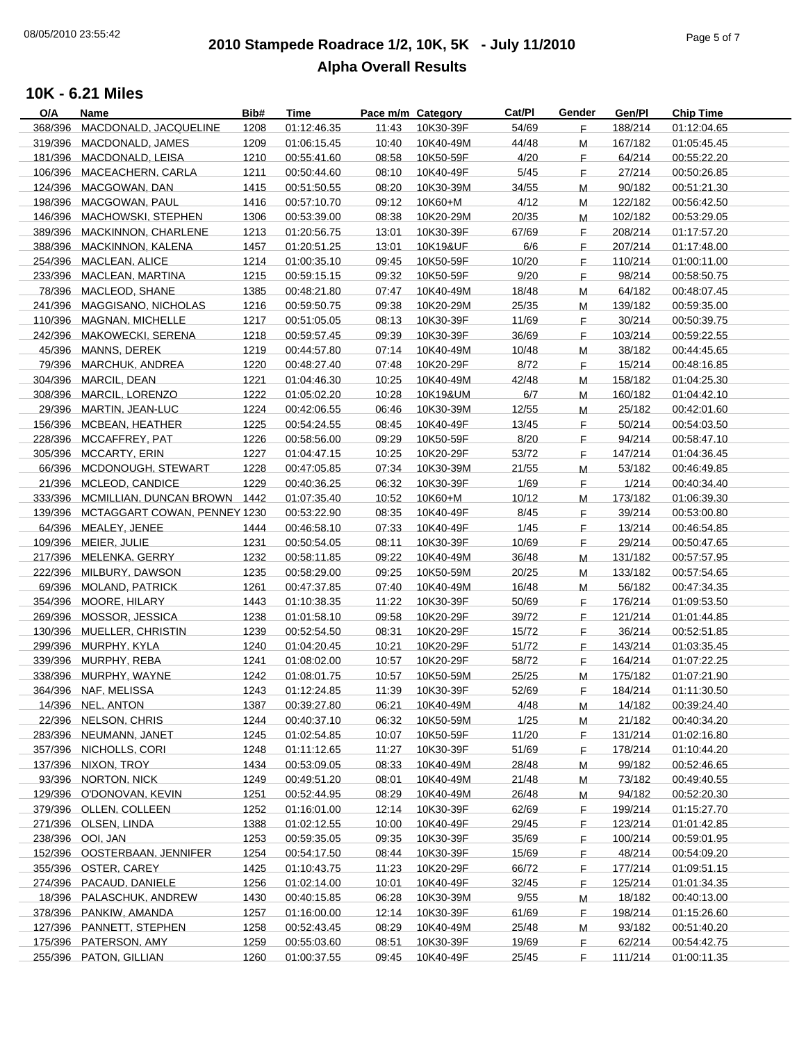# 2010 Stampede Roadrace 1/2, 10K, 5K - July 11/2010

## Alpha Overall Results

### 10K - 6.21 Miles

| O/A | Name | Bib# | Time | Pace m/m | Category | Cat/Pl | Gender | Gen/Pl | Chip Time |
|---|---|---|---|---|---|---|---|---|---|
| 368/396 | MACDONALD, JACQUELINE | 1208 | 01:12:46.35 | 11:43 | 10K30-39F | 54/69 | F | 188/214 | 01:12:04.65 |
| 319/396 | MACDONALD, JAMES | 1209 | 01:06:15.45 | 10:40 | 10K40-49M | 44/48 | M | 167/182 | 01:05:45.45 |
| 181/396 | MACDONALD, LEISA | 1210 | 00:55:41.60 | 08:58 | 10K50-59F | 4/20 | F | 64/214 | 00:55:22.20 |
| 106/396 | MACEACHERN, CARLA | 1211 | 00:50:44.60 | 08:10 | 10K40-49F | 5/45 | F | 27/214 | 00:50:26.85 |
| 124/396 | MACGOWAN, DAN | 1415 | 00:51:50.55 | 08:20 | 10K30-39M | 34/55 | M | 90/182 | 00:51:21.30 |
| 198/396 | MACGOWAN, PAUL | 1416 | 00:57:10.70 | 09:12 | 10K60+M | 4/12 | M | 122/182 | 00:56:42.50 |
| 146/396 | MACHOWSKI, STEPHEN | 1306 | 00:53:39.00 | 08:38 | 10K20-29M | 20/35 | M | 102/182 | 00:53:29.05 |
| 389/396 | MACKINNON, CHARLENE | 1213 | 01:20:56.75 | 13:01 | 10K30-39F | 67/69 | F | 208/214 | 01:17:57.20 |
| 388/396 | MACKINNON, KALENA | 1457 | 01:20:51.25 | 13:01 | 10K19&UF | 6/6 | F | 207/214 | 01:17:48.00 |
| 254/396 | MACLEAN, ALICE | 1214 | 01:00:35.10 | 09:45 | 10K50-59F | 10/20 | F | 110/214 | 01:00:11.00 |
| 233/396 | MACLEAN, MARTINA | 1215 | 00:59:15.15 | 09:32 | 10K50-59F | 9/20 | F | 98/214 | 00:58:50.75 |
| 78/396 | MACLEOD, SHANE | 1385 | 00:48:21.80 | 07:47 | 10K40-49M | 18/48 | M | 64/182 | 00:48:07.45 |
| 241/396 | MAGGISANO, NICHOLAS | 1216 | 00:59:50.75 | 09:38 | 10K20-29M | 25/35 | M | 139/182 | 00:59:35.00 |
| 110/396 | MAGNAN, MICHELLE | 1217 | 00:51:05.05 | 08:13 | 10K30-39F | 11/69 | F | 30/214 | 00:50:39.75 |
| 242/396 | MAKOWECKI, SERENA | 1218 | 00:59:57.45 | 09:39 | 10K30-39F | 36/69 | F | 103/214 | 00:59:22.55 |
| 45/396 | MANNS, DEREK | 1219 | 00:44:57.80 | 07:14 | 10K40-49M | 10/48 | M | 38/182 | 00:44:45.65 |
| 79/396 | MARCHUK, ANDREA | 1220 | 00:48:27.40 | 07:48 | 10K20-29F | 8/72 | F | 15/214 | 00:48:16.85 |
| 304/396 | MARCIL, DEAN | 1221 | 01:04:46.30 | 10:25 | 10K40-49M | 42/48 | M | 158/182 | 01:04:25.30 |
| 308/396 | MARCIL, LORENZO | 1222 | 01:05:02.20 | 10:28 | 10K19&UM | 6/7 | M | 160/182 | 01:04:42.10 |
| 29/396 | MARTIN, JEAN-LUC | 1224 | 00:42:06.55 | 06:46 | 10K30-39M | 12/55 | M | 25/182 | 00:42:01.60 |
| 156/396 | MCBEAN, HEATHER | 1225 | 00:54:24.55 | 08:45 | 10K40-49F | 13/45 | F | 50/214 | 00:54:03.50 |
| 228/396 | MCCAFFREY, PAT | 1226 | 00:58:56.00 | 09:29 | 10K50-59F | 8/20 | F | 94/214 | 00:58:47.10 |
| 305/396 | MCCARTY, ERIN | 1227 | 01:04:47.15 | 10:25 | 10K20-29F | 53/72 | F | 147/214 | 01:04:36.45 |
| 66/396 | MCDONOUGH, STEWART | 1228 | 00:47:05.85 | 07:34 | 10K30-39M | 21/55 | M | 53/182 | 00:46:49.85 |
| 21/396 | MCLEOD, CANDICE | 1229 | 00:40:36.25 | 06:32 | 10K30-39F | 1/69 | F | 1/214 | 00:40:34.40 |
| 333/396 | MCMILLIAN, DUNCAN BROWN | 1442 | 01:07:35.40 | 10:52 | 10K60+M | 10/12 | M | 173/182 | 01:06:39.30 |
| 139/396 | MCTAGGART COWAN, PENNEY | 1230 | 00:53:22.90 | 08:35 | 10K40-49F | 8/45 | F | 39/214 | 00:53:00.80 |
| 64/396 | MEALEY, JENEE | 1444 | 00:46:58.10 | 07:33 | 10K40-49F | 1/45 | F | 13/214 | 00:46:54.85 |
| 109/396 | MEIER, JULIE | 1231 | 00:50:54.05 | 08:11 | 10K30-39F | 10/69 | F | 29/214 | 00:50:47.65 |
| 217/396 | MELENKA, GERRY | 1232 | 00:58:11.85 | 09:22 | 10K40-49M | 36/48 | M | 131/182 | 00:57:57.95 |
| 222/396 | MILBURY, DAWSON | 1235 | 00:58:29.00 | 09:25 | 10K50-59M | 20/25 | M | 133/182 | 00:57:54.65 |
| 69/396 | MOLAND, PATRICK | 1261 | 00:47:37.85 | 07:40 | 10K40-49M | 16/48 | M | 56/182 | 00:47:34.35 |
| 354/396 | MOORE, HILARY | 1443 | 01:10:38.35 | 11:22 | 10K30-39F | 50/69 | F | 176/214 | 01:09:53.50 |
| 269/396 | MOSSOR, JESSICA | 1238 | 01:01:58.10 | 09:58 | 10K20-29F | 39/72 | F | 121/214 | 01:01:44.85 |
| 130/396 | MUELLER, CHRISTIN | 1239 | 00:52:54.50 | 08:31 | 10K20-29F | 15/72 | F | 36/214 | 00:52:51.85 |
| 299/396 | MURPHY, KYLA | 1240 | 01:04:20.45 | 10:21 | 10K20-29F | 51/72 | F | 143/214 | 01:03:35.45 |
| 339/396 | MURPHY, REBA | 1241 | 01:08:02.00 | 10:57 | 10K20-29F | 58/72 | F | 164/214 | 01:07:22.25 |
| 338/396 | MURPHY, WAYNE | 1242 | 01:08:01.75 | 10:57 | 10K50-59M | 25/25 | M | 175/182 | 01:07:21.90 |
| 364/396 | NAF, MELISSA | 1243 | 01:12:24.85 | 11:39 | 10K30-39F | 52/69 | F | 184/214 | 01:11:30.50 |
| 14/396 | NEL, ANTON | 1387 | 00:39:27.80 | 06:21 | 10K40-49M | 4/48 | M | 14/182 | 00:39:24.40 |
| 22/396 | NELSON, CHRIS | 1244 | 00:40:37.10 | 06:32 | 10K50-59M | 1/25 | M | 21/182 | 00:40:34.20 |
| 283/396 | NEUMANN, JANET | 1245 | 01:02:54.85 | 10:07 | 10K50-59F | 11/20 | F | 131/214 | 01:02:16.80 |
| 357/396 | NICHOLLS, CORI | 1248 | 01:11:12.65 | 11:27 | 10K30-39F | 51/69 | F | 178/214 | 01:10:44.20 |
| 137/396 | NIXON, TROY | 1434 | 00:53:09.05 | 08:33 | 10K40-49M | 28/48 | M | 99/182 | 00:52:46.65 |
| 93/396 | NORTON, NICK | 1249 | 00:49:51.20 | 08:01 | 10K40-49M | 21/48 | M | 73/182 | 00:49:40.55 |
| 129/396 | O'DONOVAN, KEVIN | 1251 | 00:52:44.95 | 08:29 | 10K40-49M | 26/48 | M | 94/182 | 00:52:20.30 |
| 379/396 | OLLEN, COLLEEN | 1252 | 01:16:01.00 | 12:14 | 10K30-39F | 62/69 | F | 199/214 | 01:15:27.70 |
| 271/396 | OLSEN, LINDA | 1388 | 01:02:12.55 | 10:00 | 10K40-49F | 29/45 | F | 123/214 | 01:01:42.85 |
| 238/396 | OOI, JAN | 1253 | 00:59:35.05 | 09:35 | 10K30-39F | 35/69 | F | 100/214 | 00:59:01.95 |
| 152/396 | OOSTERBAAN, JENNIFER | 1254 | 00:54:17.50 | 08:44 | 10K30-39F | 15/69 | F | 48/214 | 00:54:09.20 |
| 355/396 | OSTER, CAREY | 1425 | 01:10:43.75 | 11:23 | 10K20-29F | 66/72 | F | 177/214 | 01:09:51.15 |
| 274/396 | PACAUD, DANIELE | 1256 | 01:02:14.00 | 10:01 | 10K40-49F | 32/45 | F | 125/214 | 01:01:34.35 |
| 18/396 | PALASCHUK, ANDREW | 1430 | 00:40:15.85 | 06:28 | 10K30-39M | 9/55 | M | 18/182 | 00:40:13.00 |
| 378/396 | PANKIW, AMANDA | 1257 | 01:16:00.00 | 12:14 | 10K30-39F | 61/69 | F | 198/214 | 01:15:26.60 |
| 127/396 | PANNETT, STEPHEN | 1258 | 00:52:43.45 | 08:29 | 10K40-49M | 25/48 | M | 93/182 | 00:51:40.20 |
| 175/396 | PATERSON, AMY | 1259 | 00:55:03.60 | 08:51 | 10K30-39F | 19/69 | F | 62/214 | 00:54:42.75 |
| 255/396 | PATON, GILLIAN | 1260 | 01:00:37.55 | 09:45 | 10K40-49F | 25/45 | F | 111/214 | 01:00:11.35 |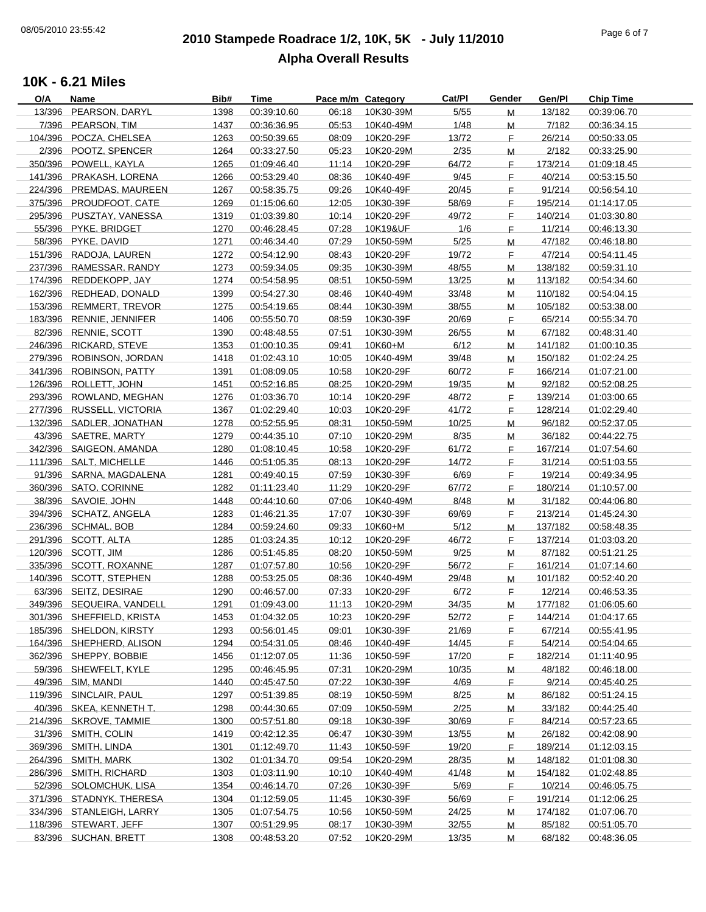# 2010 Stampede Roadrace 1/2, 10K, 5K - July 11/2010

## Alpha Overall Results

### 10K - 6.21 Miles

| O/A | Name | Bib# | Time | Pace m/m | Category | Cat/Pl | Gender | Gen/Pl | Chip Time |
|---|---|---|---|---|---|---|---|---|---|
| 13/396 | PEARSON, DARYL | 1398 | 00:39:10.60 | 06:18 | 10K30-39M | 5/55 | M | 13/182 | 00:39:06.70 |
| 7/396 | PEARSON, TIM | 1437 | 00:36:36.95 | 05:53 | 10K40-49M | 1/48 | M | 7/182 | 00:36:34.15 |
| 104/396 | POCZA, CHELSEA | 1263 | 00:50:39.65 | 08:09 | 10K20-29F | 13/72 | F | 26/214 | 00:50:33.05 |
| 2/396 | POOTZ, SPENCER | 1264 | 00:33:27.50 | 05:23 | 10K20-29M | 2/35 | M | 2/182 | 00:33:25.90 |
| 350/396 | POWELL, KAYLA | 1265 | 01:09:46.40 | 11:14 | 10K20-29F | 64/72 | F | 173/214 | 01:09:18.45 |
| 141/396 | PRAKASH, LORENA | 1266 | 00:53:29.40 | 08:36 | 10K40-49F | 9/45 | F | 40/214 | 00:53:15.50 |
| 224/396 | PREMDAS, MAUREEN | 1267 | 00:58:35.75 | 09:26 | 10K40-49F | 20/45 | F | 91/214 | 00:56:54.10 |
| 375/396 | PROUDFOOT, CATE | 1269 | 01:15:06.60 | 12:05 | 10K30-39F | 58/69 | F | 195/214 | 01:14:17.05 |
| 295/396 | PUSZTAY, VANESSA | 1319 | 01:03:39.80 | 10:14 | 10K20-29F | 49/72 | F | 140/214 | 01:03:30.80 |
| 55/396 | PYKE, BRIDGET | 1270 | 00:46:28.45 | 07:28 | 10K19&UF | 1/6 | F | 11/214 | 00:46:13.30 |
| 58/396 | PYKE, DAVID | 1271 | 00:46:34.40 | 07:29 | 10K50-59M | 5/25 | M | 47/182 | 00:46:18.80 |
| 151/396 | RADOJA, LAUREN | 1272 | 00:54:12.90 | 08:43 | 10K20-29F | 19/72 | F | 47/214 | 00:54:11.45 |
| 237/396 | RAMESSAR, RANDY | 1273 | 00:59:34.05 | 09:35 | 10K30-39M | 48/55 | M | 138/182 | 00:59:31.10 |
| 174/396 | REDDEKOPP, JAY | 1274 | 00:54:58.95 | 08:51 | 10K50-59M | 13/25 | M | 113/182 | 00:54:34.60 |
| 162/396 | REDHEAD, DONALD | 1399 | 00:54:27.30 | 08:46 | 10K40-49M | 33/48 | M | 110/182 | 00:54:04.15 |
| 153/396 | REMMERT, TREVOR | 1275 | 00:54:19.65 | 08:44 | 10K30-39M | 38/55 | M | 105/182 | 00:53:38.00 |
| 183/396 | RENNIE, JENNIFER | 1406 | 00:55:50.70 | 08:59 | 10K30-39F | 20/69 | F | 65/214 | 00:55:34.70 |
| 82/396 | RENNIE, SCOTT | 1390 | 00:48:48.55 | 07:51 | 10K30-39M | 26/55 | M | 67/182 | 00:48:31.40 |
| 246/396 | RICKARD, STEVE | 1353 | 01:00:10.35 | 09:41 | 10K60+M | 6/12 | M | 141/182 | 01:00:10.35 |
| 279/396 | ROBINSON, JORDAN | 1418 | 01:02:43.10 | 10:05 | 10K40-49M | 39/48 | M | 150/182 | 01:02:24.25 |
| 341/396 | ROBINSON, PATTY | 1391 | 01:08:09.05 | 10:58 | 10K20-29F | 60/72 | F | 166/214 | 01:07:21.00 |
| 126/396 | ROLLETT, JOHN | 1451 | 00:52:16.85 | 08:25 | 10K20-29M | 19/35 | M | 92/182 | 00:52:08.25 |
| 293/396 | ROWLAND, MEGHAN | 1276 | 01:03:36.70 | 10:14 | 10K20-29F | 48/72 | F | 139/214 | 01:03:00.65 |
| 277/396 | RUSSELL, VICTORIA | 1367 | 01:02:29.40 | 10:03 | 10K20-29F | 41/72 | F | 128/214 | 01:02:29.40 |
| 132/396 | SADLER, JONATHAN | 1278 | 00:52:55.95 | 08:31 | 10K50-59M | 10/25 | M | 96/182 | 00:52:37.05 |
| 43/396 | SAETRE, MARTY | 1279 | 00:44:35.10 | 07:10 | 10K20-29M | 8/35 | M | 36/182 | 00:44:22.75 |
| 342/396 | SAIGEON, AMANDA | 1280 | 01:08:10.45 | 10:58 | 10K20-29F | 61/72 | F | 167/214 | 01:07:54.60 |
| 111/396 | SALT, MICHELLE | 1446 | 00:51:05.35 | 08:13 | 10K20-29F | 14/72 | F | 31/214 | 00:51:03.55 |
| 91/396 | SARNA, MAGDALENA | 1281 | 00:49:40.15 | 07:59 | 10K30-39F | 6/69 | F | 19/214 | 00:49:34.95 |
| 360/396 | SATO, CORINNE | 1282 | 01:11:23.40 | 11:29 | 10K20-29F | 67/72 | F | 180/214 | 01:10:57.00 |
| 38/396 | SAVOIE, JOHN | 1448 | 00:44:10.60 | 07:06 | 10K40-49M | 8/48 | M | 31/182 | 00:44:06.80 |
| 394/396 | SCHATZ, ANGELA | 1283 | 01:46:21.35 | 17:07 | 10K30-39F | 69/69 | F | 213/214 | 01:45:24.30 |
| 236/396 | SCHMAL, BOB | 1284 | 00:59:24.60 | 09:33 | 10K60+M | 5/12 | M | 137/182 | 00:58:48.35 |
| 291/396 | SCOTT, ALTA | 1285 | 01:03:24.35 | 10:12 | 10K20-29F | 46/72 | F | 137/214 | 01:03:03.20 |
| 120/396 | SCOTT, JIM | 1286 | 00:51:45.85 | 08:20 | 10K50-59M | 9/25 | M | 87/182 | 00:51:21.25 |
| 335/396 | SCOTT, ROXANNE | 1287 | 01:07:57.80 | 10:56 | 10K20-29F | 56/72 | F | 161/214 | 01:07:14.60 |
| 140/396 | SCOTT, STEPHEN | 1288 | 00:53:25.05 | 08:36 | 10K40-49M | 29/48 | M | 101/182 | 00:52:40.20 |
| 63/396 | SEITZ, DESIRAE | 1290 | 00:46:57.00 | 07:33 | 10K20-29F | 6/72 | F | 12/214 | 00:46:53.35 |
| 349/396 | SEQUEIRA, VANDELL | 1291 | 01:09:43.00 | 11:13 | 10K20-29M | 34/35 | M | 177/182 | 01:06:05.60 |
| 301/396 | SHEFFIELD, KRISTA | 1453 | 01:04:32.05 | 10:23 | 10K20-29F | 52/72 | F | 144/214 | 01:04:17.65 |
| 185/396 | SHELDON, KIRSTY | 1293 | 00:56:01.45 | 09:01 | 10K30-39F | 21/69 | F | 67/214 | 00:55:41.95 |
| 164/396 | SHEPHERD, ALISON | 1294 | 00:54:31.05 | 08:46 | 10K40-49F | 14/45 | F | 54/214 | 00:54:04.65 |
| 362/396 | SHEPPY, BOBBIE | 1456 | 01:12:07.05 | 11:36 | 10K50-59F | 17/20 | F | 182/214 | 01:11:40.95 |
| 59/396 | SHEWFELT, KYLE | 1295 | 00:46:45.95 | 07:31 | 10K20-29M | 10/35 | M | 48/182 | 00:46:18.00 |
| 49/396 | SIM, MANDI | 1440 | 00:45:47.50 | 07:22 | 10K30-39F | 4/69 | F | 9/214 | 00:45:40.25 |
| 119/396 | SINCLAIR, PAUL | 1297 | 00:51:39.85 | 08:19 | 10K50-59M | 8/25 | M | 86/182 | 00:51:24.15 |
| 40/396 | SKEA, KENNETH T. | 1298 | 00:44:30.65 | 07:09 | 10K50-59M | 2/25 | M | 33/182 | 00:44:25.40 |
| 214/396 | SKROVE, TAMMIE | 1300 | 00:57:51.80 | 09:18 | 10K30-39F | 30/69 | F | 84/214 | 00:57:23.65 |
| 31/396 | SMITH, COLIN | 1419 | 00:42:12.35 | 06:47 | 10K30-39M | 13/55 | M | 26/182 | 00:42:08.90 |
| 369/396 | SMITH, LINDA | 1301 | 01:12:49.70 | 11:43 | 10K50-59F | 19/20 | F | 189/214 | 01:12:03.15 |
| 264/396 | SMITH, MARK | 1302 | 01:01:34.70 | 09:54 | 10K20-29M | 28/35 | M | 148/182 | 01:01:08.30 |
| 286/396 | SMITH, RICHARD | 1303 | 01:03:11.90 | 10:10 | 10K40-49M | 41/48 | M | 154/182 | 01:02:48.85 |
| 52/396 | SOLOMCHUK, LISA | 1354 | 00:46:14.70 | 07:26 | 10K30-39F | 5/69 | F | 10/214 | 00:46:05.75 |
| 371/396 | STADNYK, THERESA | 1304 | 01:12:59.05 | 11:45 | 10K30-39F | 56/69 | F | 191/214 | 01:12:06.25 |
| 334/396 | STANLEIGH, LARRY | 1305 | 01:07:54.75 | 10:56 | 10K50-59M | 24/25 | M | 174/182 | 01:07:06.70 |
| 118/396 | STEWART, JEFF | 1307 | 00:51:29.95 | 08:17 | 10K30-39M | 32/55 | M | 85/182 | 00:51:05.70 |
| 83/396 | SUCHAN, BRETT | 1308 | 00:48:53.20 | 07:52 | 10K20-29M | 13/35 | M | 68/182 | 00:48:36.05 |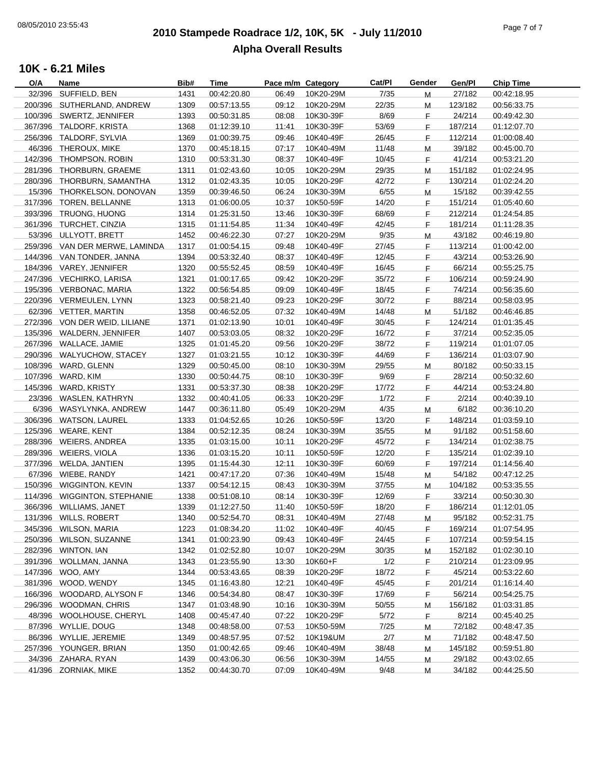# 2010 Stampede Roadrace 1/2, 10K, 5K - July 11/2010

## Alpha Overall Results

### 10K - 6.21 Miles

| O/A | Name | Bib# | Time | Pace m/m | Category | Cat/Pl | Gender | Gen/Pl | Chip Time |
|---|---|---|---|---|---|---|---|---|---|
| 32/396 | SUFFIELD, BEN | 1431 | 00:42:20.80 | 06:49 | 10K20-29M | 7/35 | M | 27/182 | 00:42:18.95 |
| 200/396 | SUTHERLAND, ANDREW | 1309 | 00:57:13.55 | 09:12 | 10K20-29M | 22/35 | M | 123/182 | 00:56:33.75 |
| 100/396 | SWERTZ, JENNIFER | 1393 | 00:50:31.85 | 08:08 | 10K30-39F | 8/69 | F | 24/214 | 00:49:42.30 |
| 367/396 | TALDORF, KRISTA | 1368 | 01:12:39.10 | 11:41 | 10K30-39F | 53/69 | F | 187/214 | 01:12:07.70 |
| 256/396 | TALDORF, SYLVIA | 1369 | 01:00:39.75 | 09:46 | 10K40-49F | 26/45 | F | 112/214 | 01:00:08.40 |
| 46/396 | THEROUX, MIKE | 1370 | 00:45:18.15 | 07:17 | 10K40-49M | 11/48 | M | 39/182 | 00:45:00.70 |
| 142/396 | THOMPSON, ROBIN | 1310 | 00:53:31.30 | 08:37 | 10K40-49F | 10/45 | F | 41/214 | 00:53:21.20 |
| 281/396 | THORBURN, GRAEME | 1311 | 01:02:43.60 | 10:05 | 10K20-29M | 29/35 | M | 151/182 | 01:02:24.95 |
| 280/396 | THORBURN, SAMANTHA | 1312 | 01:02:43.35 | 10:05 | 10K20-29F | 42/72 | F | 130/214 | 01:02:24.20 |
| 15/396 | THORKELSON, DONOVAN | 1359 | 00:39:46.50 | 06:24 | 10K30-39M | 6/55 | M | 15/182 | 00:39:42.55 |
| 317/396 | TOREN, BELLANNE | 1313 | 01:06:00.05 | 10:37 | 10K50-59F | 14/20 | F | 151/214 | 01:05:40.60 |
| 393/396 | TRUONG, HUONG | 1314 | 01:25:31.50 | 13:46 | 10K30-39F | 68/69 | F | 212/214 | 01:24:54.85 |
| 361/396 | TURCHET, CINZIA | 1315 | 01:11:54.85 | 11:34 | 10K40-49F | 42/45 | F | 181/214 | 01:11:28.35 |
| 53/396 | ULLYOTT, BRETT | 1452 | 00:46:22.30 | 07:27 | 10K20-29M | 9/35 | M | 43/182 | 00:46:19.80 |
| 259/396 | VAN DER MERWE, LAMINDA | 1317 | 01:00:54.15 | 09:48 | 10K40-49F | 27/45 | F | 113/214 | 01:00:42.00 |
| 144/396 | VAN TONDER, JANNA | 1394 | 00:53:32.40 | 08:37 | 10K40-49F | 12/45 | F | 43/214 | 00:53:26.90 |
| 184/396 | VAREY, JENNIFER | 1320 | 00:55:52.45 | 08:59 | 10K40-49F | 16/45 | F | 66/214 | 00:55:25.75 |
| 247/396 | VECHIRKO, LARISA | 1321 | 01:00:17.65 | 09:42 | 10K20-29F | 35/72 | F | 106/214 | 00:59:24.90 |
| 195/396 | VERBONAC, MARIA | 1322 | 00:56:54.85 | 09:09 | 10K40-49F | 18/45 | F | 74/214 | 00:56:35.60 |
| 220/396 | VERMEULEN, LYNN | 1323 | 00:58:21.40 | 09:23 | 10K20-29F | 30/72 | F | 88/214 | 00:58:03.95 |
| 62/396 | VETTER, MARTIN | 1358 | 00:46:52.05 | 07:32 | 10K40-49M | 14/48 | M | 51/182 | 00:46:46.85 |
| 272/396 | VON DER WEID, LILIANE | 1371 | 01:02:13.90 | 10:01 | 10K40-49F | 30/45 | F | 124/214 | 01:01:35.45 |
| 135/396 | WALDERN, JENNIFER | 1407 | 00:53:03.05 | 08:32 | 10K20-29F | 16/72 | F | 37/214 | 00:52:35.05 |
| 267/396 | WALLACE, JAMIE | 1325 | 01:01:45.20 | 09:56 | 10K20-29F | 38/72 | F | 119/214 | 01:01:07.05 |
| 290/396 | WALYUCHOW, STACEY | 1327 | 01:03:21.55 | 10:12 | 10K30-39F | 44/69 | F | 136/214 | 01:03:07.90 |
| 108/396 | WARD, GLENN | 1329 | 00:50:45.00 | 08:10 | 10K30-39M | 29/55 | M | 80/182 | 00:50:33.15 |
| 107/396 | WARD, KIM | 1330 | 00:50:44.75 | 08:10 | 10K30-39F | 9/69 | F | 28/214 | 00:50:32.60 |
| 145/396 | WARD, KRISTY | 1331 | 00:53:37.30 | 08:38 | 10K20-29F | 17/72 | F | 44/214 | 00:53:24.80 |
| 23/396 | WASLEN, KATHRYN | 1332 | 00:40:41.05 | 06:33 | 10K20-29F | 1/72 | F | 2/214 | 00:40:39.10 |
| 6/396 | WASYLYNKA, ANDREW | 1447 | 00:36:11.80 | 05:49 | 10K20-29M | 4/35 | M | 6/182 | 00:36:10.20 |
| 306/396 | WATSON, LAUREL | 1333 | 01:04:52.65 | 10:26 | 10K50-59F | 13/20 | F | 148/214 | 01:03:59.10 |
| 125/396 | WEARE, KENT | 1384 | 00:52:12.35 | 08:24 | 10K30-39M | 35/55 | M | 91/182 | 00:51:58.60 |
| 288/396 | WEIERS, ANDREA | 1335 | 01:03:15.00 | 10:11 | 10K20-29F | 45/72 | F | 134/214 | 01:02:38.75 |
| 289/396 | WEIERS, VIOLA | 1336 | 01:03:15.20 | 10:11 | 10K50-59F | 12/20 | F | 135/214 | 01:02:39.10 |
| 377/396 | WELDA, JANTIEN | 1395 | 01:15:44.30 | 12:11 | 10K30-39F | 60/69 | F | 197/214 | 01:14:56.40 |
| 67/396 | WIEBE, RANDY | 1421 | 00:47:17.20 | 07:36 | 10K40-49M | 15/48 | M | 54/182 | 00:47:12.25 |
| 150/396 | WIGGINTON, KEVIN | 1337 | 00:54:12.15 | 08:43 | 10K30-39M | 37/55 | M | 104/182 | 00:53:35.55 |
| 114/396 | WIGGINTON, STEPHANIE | 1338 | 00:51:08.10 | 08:14 | 10K30-39F | 12/69 | F | 33/214 | 00:50:30.30 |
| 366/396 | WILLIAMS, JANET | 1339 | 01:12:27.50 | 11:40 | 10K50-59F | 18/20 | F | 186/214 | 01:12:01.05 |
| 131/396 | WILLS, ROBERT | 1340 | 00:52:54.70 | 08:31 | 10K40-49M | 27/48 | M | 95/182 | 00:52:31.75 |
| 345/396 | WILSON, MARIA | 1223 | 01:08:34.20 | 11:02 | 10K40-49F | 40/45 | F | 169/214 | 01:07:54.95 |
| 250/396 | WILSON, SUZANNE | 1341 | 01:00:23.90 | 09:43 | 10K40-49F | 24/45 | F | 107/214 | 00:59:54.15 |
| 282/396 | WINTON, IAN | 1342 | 01:02:52.80 | 10:07 | 10K20-29M | 30/35 | M | 152/182 | 01:02:30.10 |
| 391/396 | WOLLMAN, JANNA | 1343 | 01:23:55.90 | 13:30 | 10K60+F | 1/2 | F | 210/214 | 01:23:09.95 |
| 147/396 | WOO, AMY | 1344 | 00:53:43.65 | 08:39 | 10K20-29F | 18/72 | F | 45/214 | 00:53:22.60 |
| 381/396 | WOOD, WENDY | 1345 | 01:16:43.80 | 12:21 | 10K40-49F | 45/45 | F | 201/214 | 01:16:14.40 |
| 166/396 | WOODARD, ALYSON F | 1346 | 00:54:34.80 | 08:47 | 10K30-39F | 17/69 | F | 56/214 | 00:54:25.75 |
| 296/396 | WOODMAN, CHRIS | 1347 | 01:03:48.90 | 10:16 | 10K30-39M | 50/55 | M | 156/182 | 01:03:31.85 |
| 48/396 | WOOLHOUSE, CHERYL | 1408 | 00:45:47.40 | 07:22 | 10K20-29F | 5/72 | F | 8/214 | 00:45:40.25 |
| 87/396 | WYLLIE, DOUG | 1348 | 00:48:58.00 | 07:53 | 10K50-59M | 7/25 | M | 72/182 | 00:48:47.35 |
| 86/396 | WYLLIE, JEREMIE | 1349 | 00:48:57.95 | 07:52 | 10K19&UM | 2/7 | M | 71/182 | 00:48:47.50 |
| 257/396 | YOUNGER, BRIAN | 1350 | 01:00:42.65 | 09:46 | 10K40-49M | 38/48 | M | 145/182 | 00:59:51.80 |
| 34/396 | ZAHARA, RYAN | 1439 | 00:43:06.30 | 06:56 | 10K30-39M | 14/55 | M | 29/182 | 00:43:02.65 |
| 41/396 | ZORNIAK, MIKE | 1352 | 00:44:30.70 | 07:09 | 10K40-49M | 9/48 | M | 34/182 | 00:44:25.50 |